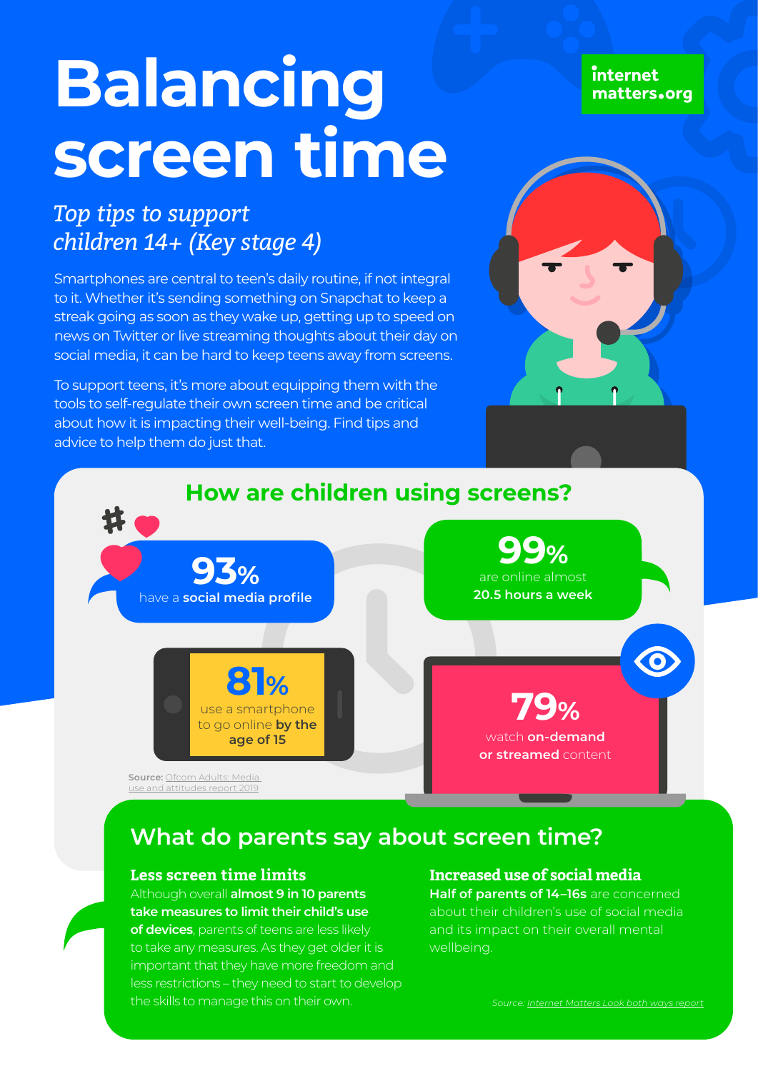# Balancing screen time

internet matters.org

*Top tips to support children 14+ (Key stage 4)*

Smartphones are central to teen's daily routine, if not integral to it. Whether it's sending something on Snapchat to keep a streak going as soon as they wake up, getting up to speed on news on Twitter or live streaming thoughts about their day on social media, it can be hard to keep teens away from screens.

To support teens, it's more about equipping them with the tools to self-regulate their own screen time and be critical about how it is impacting their well-being. Find tips and advice to help them do just that.

## How are children using screens?

**93%** have a **social media profile**

**99%** are online almost **20.5 hours a week**

**81%** use a smartphone to go online **by the age of 15**

**79%** watch **on-demand or streamed** content

**Source:** Ofcom Adults: Media use and attitudes report 2019

## What do parents say about screen time?

### Less screen time limits

Although overall **almost 9 in 10 parents take measures to limit their child's use of devices**, parents of teens are less likely to take any measures. As they get older it is important that they have more freedom and less restrictions – they need to start to develop the skills to manage this on their own.

### Increased use of social media

**Half of parents of 14–16s** are concerned about their children's use of social media and its impact on their overall mental wellbeing.

*Source: Internet Matters Look both ways report*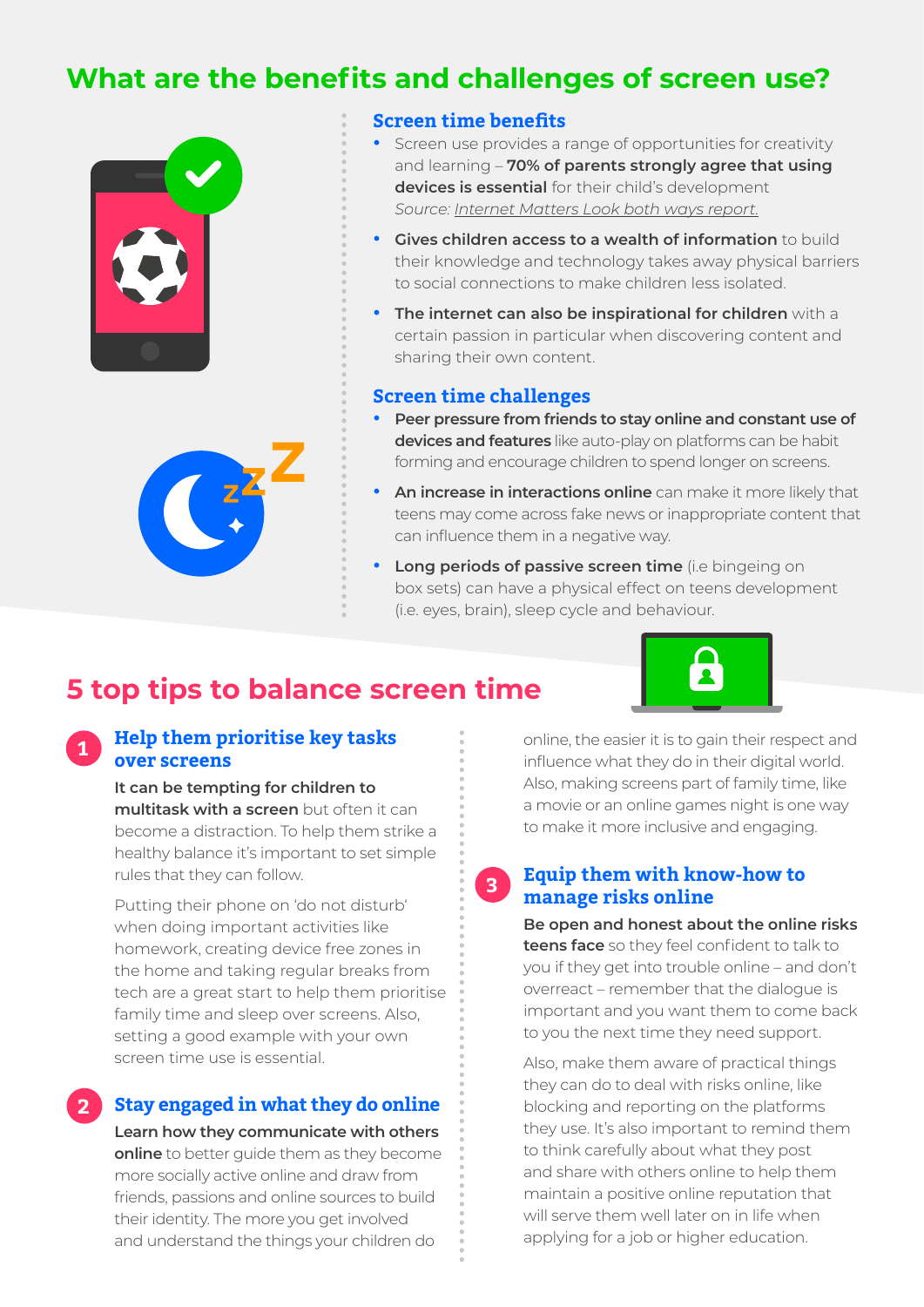# What are the benefits and challenges of screen use?

## Screen time benefits

- Screen use provides a range of opportunities for creativity and learning – **70% of parents strongly agree that using devices is essential** for their child's development *Source: Internet Matters Look both ways report.*
- **Gives children access to a wealth of information** to build their knowledge and technology takes away physical barriers to social connections to make children less isolated.
- **The internet can also be inspirational for children** with a certain passion in particular when discovering content and sharing their own content.

## Screen time challenges

- **Peer pressure from friends to stay online and constant use of devices and features** like auto-play on platforms can be habit forming and encourage children to spend longer on screens.
- **An increase in interactions online** can make it more likely that teens may come across fake news or inappropriate content that can influence them in a negative way.
- **Long periods of passive screen time** (i.e bingeing on box sets) can have a physical effect on teens development (i.e. eyes, brain), sleep cycle and behaviour.

# 5 top tips to balance screen time

## 1 Help them prioritise key tasks over screens

**It can be tempting for children to multitask with a screen** but often it can become a distraction. To help them strike a healthy balance it's important to set simple rules that they can follow.

Putting their phone on 'do not disturb' when doing important activities like homework, creating device free zones in the home and taking regular breaks from tech are a great start to help them prioritise family time and sleep over screens. Also, setting a good example with your own screen time use is essential.

## 2 Stay engaged in what they do online

**Learn how they communicate with others online** to better guide them as they become more socially active online and draw from friends, passions and online sources to build their identity. The more you get involved and understand the things your children do online, the easier it is to gain their respect and influence what they do in their digital world. Also, making screens part of family time, like a movie or an online games night is one way to make it more inclusive and engaging.

## 3 Equip them with know-how to manage risks online

**Be open and honest about the online risks teens face** so they feel confident to talk to you if they get into trouble online – and don't overreact – remember that the dialogue is important and you want them to come back to you the next time they need support.

Also, make them aware of practical things they can do to deal with risks online, like blocking and reporting on the platforms they use. It's also important to remind them to think carefully about what they post and share with others online to help them maintain a positive online reputation that will serve them well later on in life when applying for a job or higher education.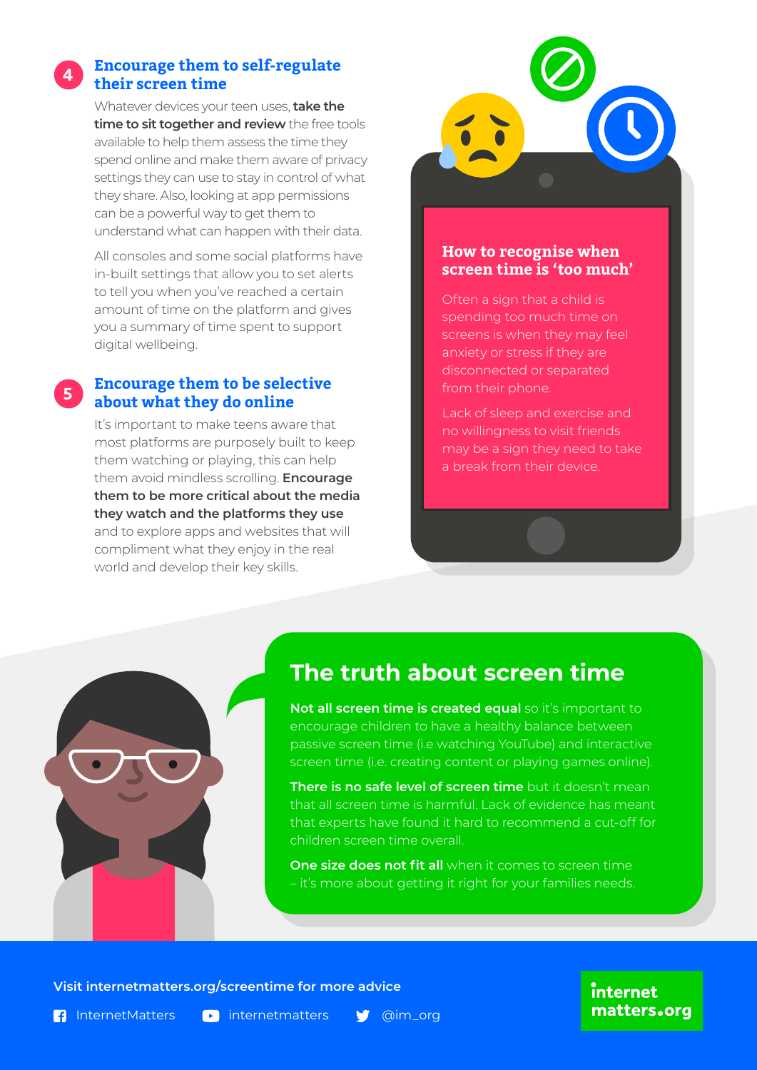## 4 Encourage them to self-regulate their screen time

Whatever devices your teen uses, **take the time to sit together and review** the free tools available to help them assess the time they spend online and make them aware of privacy settings they can use to stay in control of what they share. Also, looking at app permissions can be a powerful way to get them to understand what can happen with their data.

All consoles and some social platforms have in-built settings that allow you to set alerts to tell you when you've reached a certain amount of time on the platform and gives you a summary of time spent to support digital wellbeing.

## 5 Encourage them to be selective about what they do online

It's important to make teens aware that most platforms are purposely built to keep them watching or playing, this can help them avoid mindless scrolling. **Encourage them to be more critical about the media they watch and the platforms they use** and to explore apps and websites that will compliment what they enjoy in the real world and develop their key skills.

### How to recognise when screen time is 'too much'

Often a sign that a child is spending too much time on screens is when they may feel anxiety or stress if they are disconnected or separated from their phone.

Lack of sleep and exercise and no willingness to visit friends may be a sign they need to take a break from their device.

## The truth about screen time

**Not all screen time is created equal** so it's important to encourage children to have a healthy balance between passive screen time (i.e watching YouTube) and interactive screen time (i.e. creating content or playing games online).

**There is no safe level of screen time** but it doesn't mean that all screen time is harmful. Lack of evidence has meant that experts have found it hard to recommend a cut-off for children screen time overall.

**One size does not fit all** when it comes to screen time – it's more about getting it right for your families needs.

**Visit internetmatters.org/screentime for more advice**

InternetMatters | internetmatters | @im_org

internet matters.org